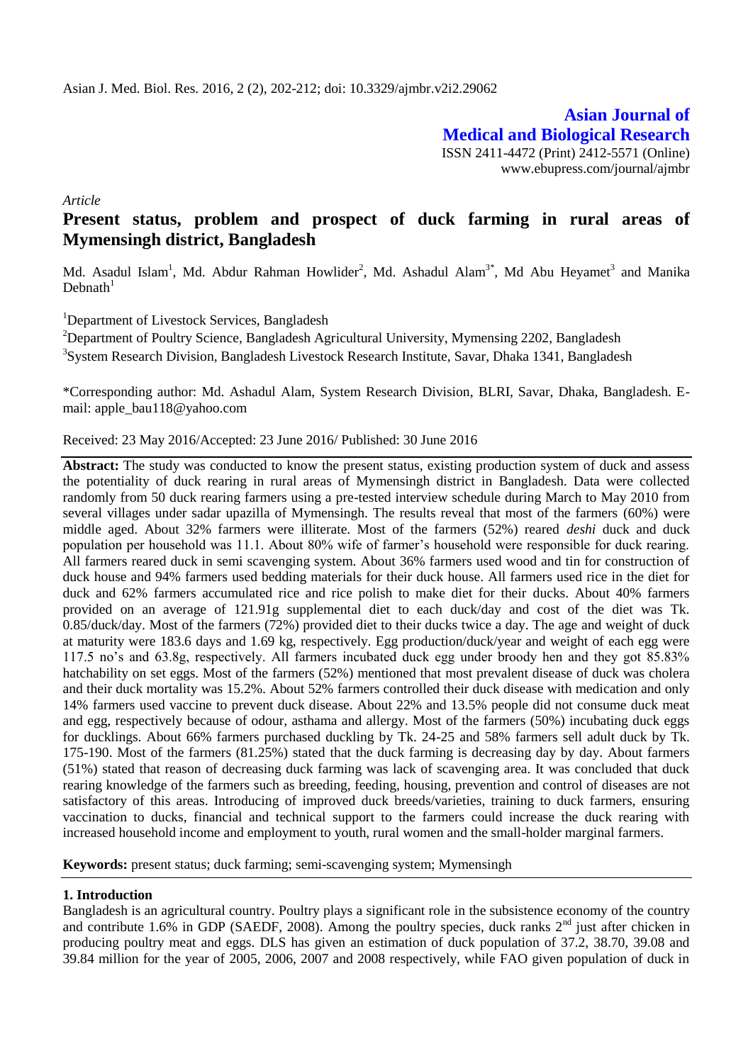Asian J. Med. Biol. Res. 2016, 2 (2), 202-212; doi: 10.3329/ajmbr.v2i2.29062

**Asian Journal of Medical and Biological Research**

ISSN 2411-4472 (Print) 2412-5571 (Online)
www.ebupress.com/journal/ajmbr

*Article*

# Present status, problem and prospect of duck farming in rural areas of Mymensingh district, Bangladesh

Md. Asadul Islam[1], Md. Abdur Rahman Howlider[2], Md. Ashadul Alam[3*], Md Abu Heyamet[3] and Manika Debnath[1]

[1]Department of Livestock Services, Bangladesh

[2]Department of Poultry Science, Bangladesh Agricultural University, Mymensing 2202, Bangladesh

[3]System Research Division, Bangladesh Livestock Research Institute, Savar, Dhaka 1341, Bangladesh

*Corresponding author: Md. Ashadul Alam, System Research Division, BLRI, Savar, Dhaka, Bangladesh. E-mail: apple_bau118@yahoo.com

Received: 23 May 2016/Accepted: 23 June 2016/ Published: 30 June 2016

**Abstract:** The study was conducted to know the present status, existing production system of duck and assess the potentiality of duck rearing in rural areas of Mymensingh district in Bangladesh. Data were collected randomly from 50 duck rearing farmers using a pre-tested interview schedule during March to May 2010 from several villages under sadar upazilla of Mymensingh. The results reveal that most of the farmers (60%) were middle aged. About 32% farmers were illiterate. Most of the farmers (52%) reared *deshi* duck and duck population per household was 11.1. About 80% wife of farmer's household were responsible for duck rearing. All farmers reared duck in semi scavenging system. About 36% farmers used wood and tin for construction of duck house and 94% farmers used bedding materials for their duck house. All farmers used rice in the diet for duck and 62% farmers accumulated rice and rice polish to make diet for their ducks. About 40% farmers provided on an average of 121.91g supplemental diet to each duck/day and cost of the diet was Tk. 0.85/duck/day. Most of the farmers (72%) provided diet to their ducks twice a day. The age and weight of duck at maturity were 183.6 days and 1.69 kg, respectively. Egg production/duck/year and weight of each egg were 117.5 no's and 63.8g, respectively. All farmers incubated duck egg under broody hen and they got 85.83% hatchability on set eggs. Most of the farmers (52%) mentioned that most prevalent disease of duck was cholera and their duck mortality was 15.2%. About 52% farmers controlled their duck disease with medication and only 14% farmers used vaccine to prevent duck disease. About 22% and 13.5% people did not consume duck meat and egg, respectively because of odour, asthama and allergy. Most of the farmers (50%) incubating duck eggs for ducklings. About 66% farmers purchased duckling by Tk. 24-25 and 58% farmers sell adult duck by Tk. 175-190. Most of the farmers (81.25%) stated that the duck farming is decreasing day by day. About farmers (51%) stated that reason of decreasing duck farming was lack of scavenging area. It was concluded that duck rearing knowledge of the farmers such as breeding, feeding, housing, prevention and control of diseases are not satisfactory of this areas. Introducing of improved duck breeds/varieties, training to duck farmers, ensuring vaccination to ducks, financial and technical support to the farmers could increase the duck rearing with increased household income and employment to youth, rural women and the small-holder marginal farmers.

**Keywords:** present status; duck farming; semi-scavenging system; Mymensingh

## 1. Introduction

Bangladesh is an agricultural country. Poultry plays a significant role in the subsistence economy of the country and contribute 1.6% in GDP (SAEDF, 2008). Among the poultry species, duck ranks 2nd just after chicken in producing poultry meat and eggs. DLS has given an estimation of duck population of 37.2, 38.70, 39.08 and 39.84 million for the year of 2005, 2006, 2007 and 2008 respectively, while FAO given population of duck in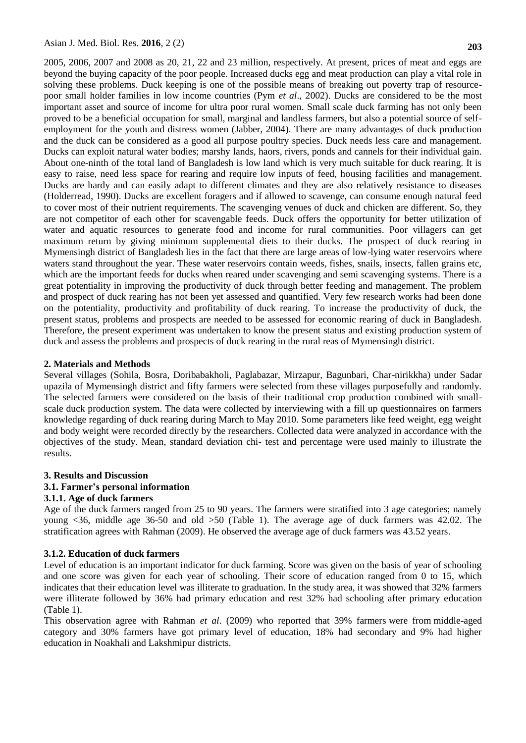2005, 2006, 2007 and 2008 as 20, 21, 22 and 23 million, respectively. At present, prices of meat and eggs are beyond the buying capacity of the poor people. Increased ducks egg and meat production can play a vital role in solving these problems. Duck keeping is one of the possible means of breaking out poverty trap of resource-poor small holder families in low income countries (Pym *et al*., 2002). Ducks are considered to be the most important asset and source of income for ultra poor rural women. Small scale duck farming has not only been proved to be a beneficial occupation for small, marginal and landless farmers, but also a potential source of self-employment for the youth and distress women (Jabber, 2004). There are many advantages of duck production and the duck can be considered as a good all purpose poultry species. Duck needs less care and management. Ducks can exploit natural water bodies; marshy lands, haors, rivers, ponds and cannels for their individual gain. About one-ninth of the total land of Bangladesh is low land which is very much suitable for duck rearing. It is easy to raise, need less space for rearing and require low inputs of feed, housing facilities and management. Ducks are hardy and can easily adapt to different climates and they are also relatively resistance to diseases (Holderread, 1990). Ducks are excellent foragers and if allowed to scavenge, can consume enough natural feed to cover most of their nutrient requirements. The scavenging venues of duck and chicken are different. So, they are not competitor of each other for scavengable feeds. Duck offers the opportunity for better utilization of water and aquatic resources to generate food and income for rural communities. Poor villagers can get maximum return by giving minimum supplemental diets to their ducks. The prospect of duck rearing in Mymensingh district of Bangladesh lies in the fact that there are large areas of low-lying water reservoirs where waters stand throughout the year. These water reservoirs contain weeds, fishes, snails, insects, fallen grains etc, which are the important feeds for ducks when reared under scavenging and semi scavenging systems. There is a great potentiality in improving the productivity of duck through better feeding and management. The problem and prospect of duck rearing has not been yet assessed and quantified. Very few research works had been done on the potentiality, productivity and profitability of duck rearing. To increase the productivity of duck, the present status, problems and prospects are needed to be assessed for economic rearing of duck in Bangladesh. Therefore, the present experiment was undertaken to know the present status and existing production system of duck and assess the problems and prospects of duck rearing in the rural reas of Mymensingh district.

## 2. Materials and Methods

Several villages (Sohila, Bosra, Doribabakholi, Paglabazar, Mirzapur, Bagunbari, Char-nirikkha) under Sadar upazila of Mymensingh district and fifty farmers were selected from these villages purposefully and randomly. The selected farmers were considered on the basis of their traditional crop production combined with small-scale duck production system. The data were collected by interviewing with a fill up questionnaires on farmers knowledge regarding of duck rearing during March to May 2010. Some parameters like feed weight, egg weight and body weight were recorded directly by the researchers. Collected data were analyzed in accordance with the objectives of the study. Mean, standard deviation chi- test and percentage were used mainly to illustrate the results.

## 3. Results and Discussion

### 3.1. Farmer's personal information

#### 3.1.1. Age of duck farmers

Age of the duck farmers ranged from 25 to 90 years. The farmers were stratified into 3 age categories; namely young <36, middle age 36-50 and old >50 (Table 1). The average age of duck farmers was 42.02. The stratification agrees with Rahman (2009). He observed the average age of duck farmers was 43.52 years.

#### 3.1.2. Education of duck farmers

Level of education is an important indicator for duck farming. Score was given on the basis of year of schooling and one score was given for each year of schooling. Their score of education ranged from 0 to 15, which indicates that their education level was illiterate to graduation. In the study area, it was showed that 32% farmers were illiterate followed by 36% had primary education and rest 32% had schooling after primary education (Table 1).

This observation agree with Rahman *et al*. (2009) who reported that 39% farmers were from middle-aged category and 30% farmers have got primary level of education, 18% had secondary and 9% had higher education in Noakhali and Lakshmipur districts.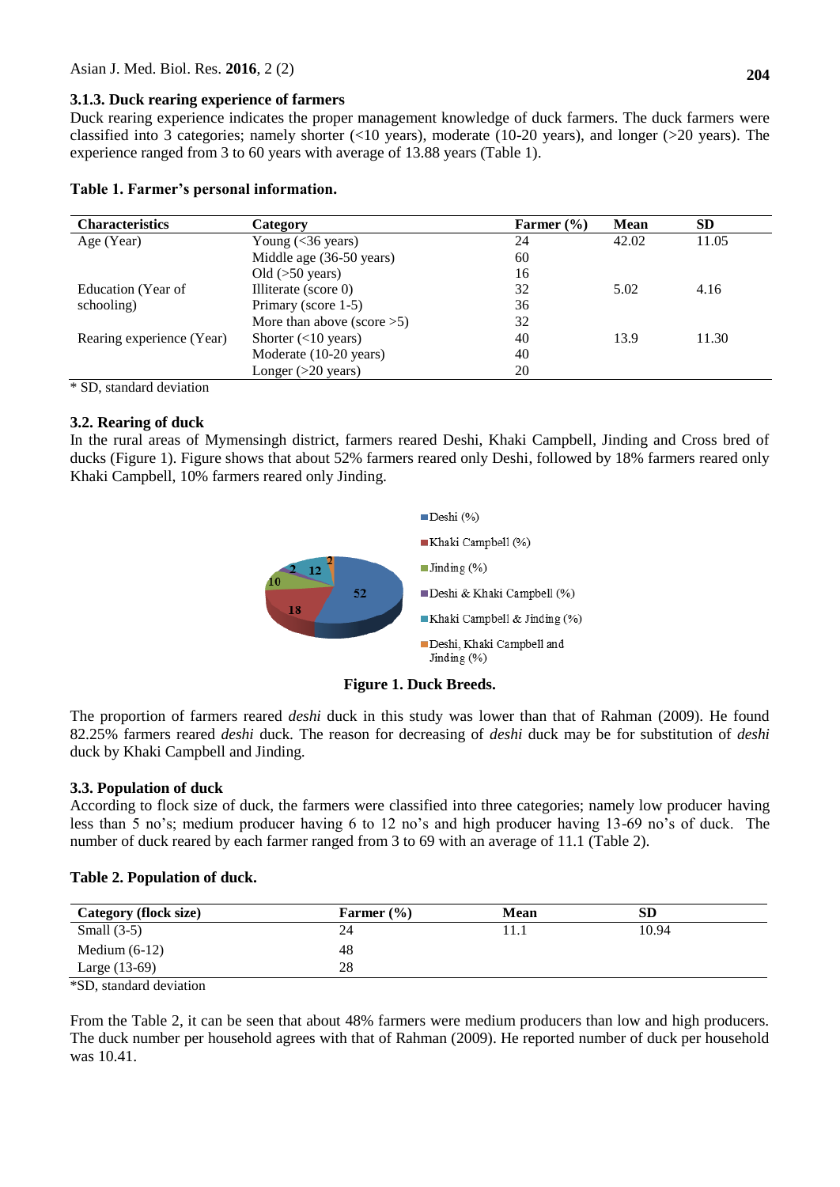### 3.1.3. Duck rearing experience of farmers

Duck rearing experience indicates the proper management knowledge of duck farmers. The duck farmers were classified into 3 categories; namely shorter (<10 years), moderate (10-20 years), and longer (>20 years). The experience ranged from 3 to 60 years with average of 13.88 years (Table 1).

**Table 1. Farmer's personal information.**

| Characteristics | Category | Farmer (%) | Mean | SD |
|---|---|---|---|---|
| Age (Year) | Young (<36 years) | 24 | 42.02 | 11.05 |
| | Middle age (36-50 years) | 60 | | |
| | Old (>50 years) | 16 | | |
| Education (Year of schooling) | Illiterate (score 0) | 32 | 5.02 | 4.16 |
| | Primary (score 1-5) | 36 | | |
| | More than above (score >5) | 32 | | |
| Rearing experience (Year) | Shorter (<10 years) | 40 | 13.9 | 11.30 |
| | Moderate (10-20 years) | 40 | | |
| | Longer (>20 years) | 20 | | |

* SD, standard deviation

## 3.2. Rearing of duck

In the rural areas of Mymensingh district, farmers reared Deshi, Khaki Campbell, Jinding and Cross bred of ducks (Figure 1). Figure shows that about 52% farmers reared only Deshi, followed by 18% farmers reared only Khaki Campbell, 10% farmers reared only Jinding.

**Figure 1. Duck Breeds.**

The proportion of farmers reared *deshi* duck in this study was lower than that of Rahman (2009). He found 82.25% farmers reared *deshi* duck. The reason for decreasing of *deshi* duck may be for substitution of *deshi* duck by Khaki Campbell and Jinding.

## 3.3. Population of duck

According to flock size of duck, the farmers were classified into three categories; namely low producer having less than 5 no's; medium producer having 6 to 12 no's and high producer having 13-69 no's of duck. The number of duck reared by each farmer ranged from 3 to 69 with an average of 11.1 (Table 2).

**Table 2. Population of duck.**

| Category (flock size) | Farmer (%) | Mean | SD |
|---|---|---|---|
| Small (3-5) | 24 | 11.1 | 10.94 |
| Medium (6-12) | 48 | | |
| Large (13-69) | 28 | | |

*SD, standard deviation

From the Table 2, it can be seen that about 48% farmers were medium producers than low and high producers. The duck number per household agrees with that of Rahman (2009). He reported number of duck per household was 10.41.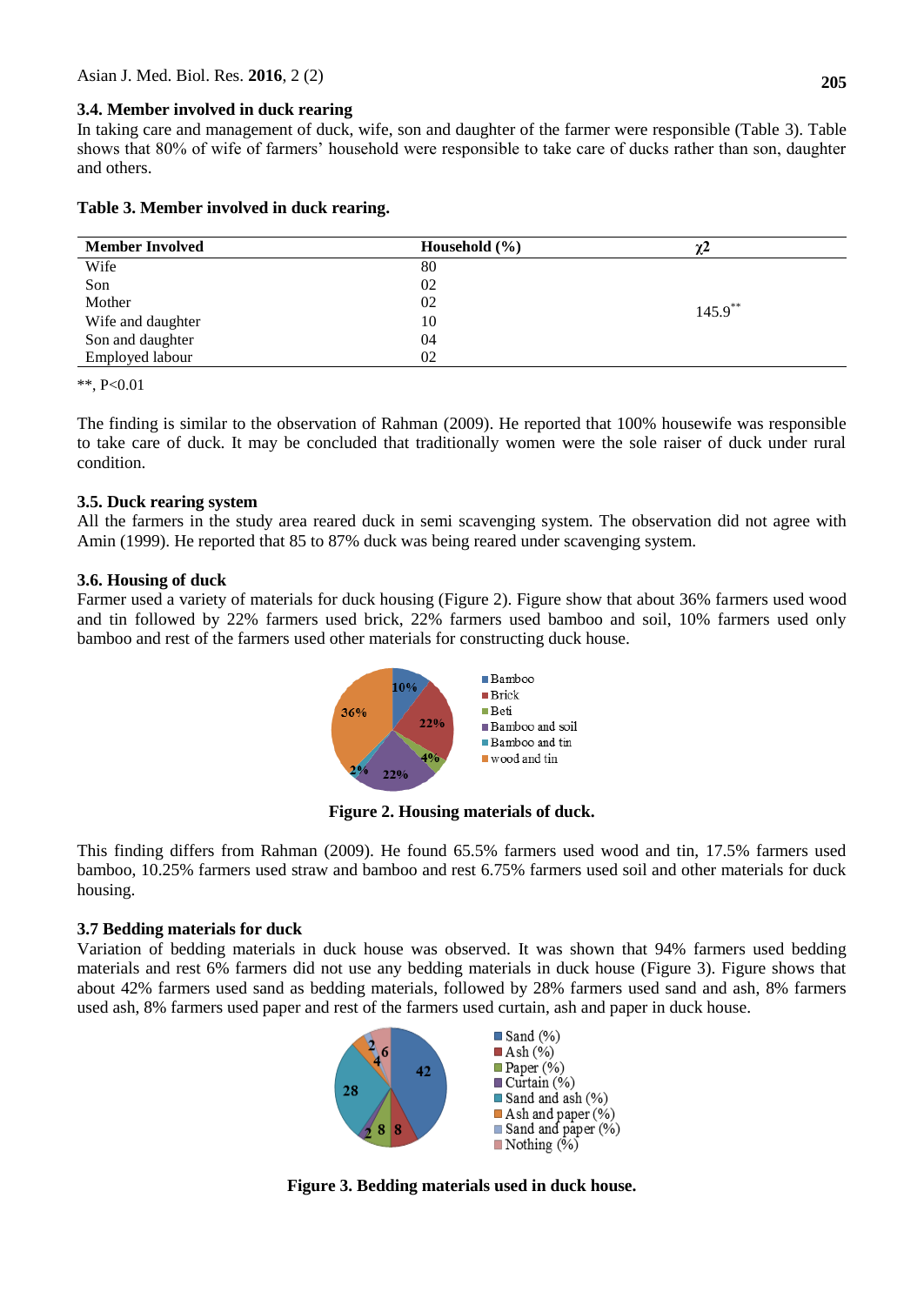### 3.4. Member involved in duck rearing

In taking care and management of duck, wife, son and daughter of the farmer were responsible (Table 3). Table shows that 80% of wife of farmers' household were responsible to take care of ducks rather than son, daughter and others.

**Table 3. Member involved in duck rearing.**

| Member Involved | Household (%) | $\chi 2$ |
|---|---|---|
| Wife | 80 | |
| Son | 02 | |
| Mother | 02 | $145.9^{**}$ |
| Wife and daughter | 10 | |
| Son and daughter | 04 | |
| Employed labour | 02 | |

**, P<0.01

The finding is similar to the observation of Rahman (2009). He reported that 100% housewife was responsible to take care of duck. It may be concluded that traditionally women were the sole raiser of duck under rural condition.

### 3.5. Duck rearing system

All the farmers in the study area reared duck in semi scavenging system. The observation did not agree with Amin (1999). He reported that 85 to 87% duck was being reared under scavenging system.

### 3.6. Housing of duck

Farmer used a variety of materials for duck housing (Figure 2). Figure show that about 36% farmers used wood and tin followed by 22% farmers used brick, 22% farmers used bamboo and soil, 10% farmers used only bamboo and rest of the farmers used other materials for constructing duck house.

**Figure 2. Housing materials of duck.**

This finding differs from Rahman (2009). He found 65.5% farmers used wood and tin, 17.5% farmers used bamboo, 10.25% farmers used straw and bamboo and rest 6.75% farmers used soil and other materials for duck housing.

### 3.7 Bedding materials for duck

Variation of bedding materials in duck house was observed. It was shown that 94% farmers used bedding materials and rest 6% farmers did not use any bedding materials in duck house (Figure 3). Figure shows that about 42% farmers used sand as bedding materials, followed by 28% farmers used sand and ash, 8% farmers used ash, 8% farmers used paper and rest of the farmers used curtain, ash and paper in duck house.

**Figure 3. Bedding materials used in duck house.**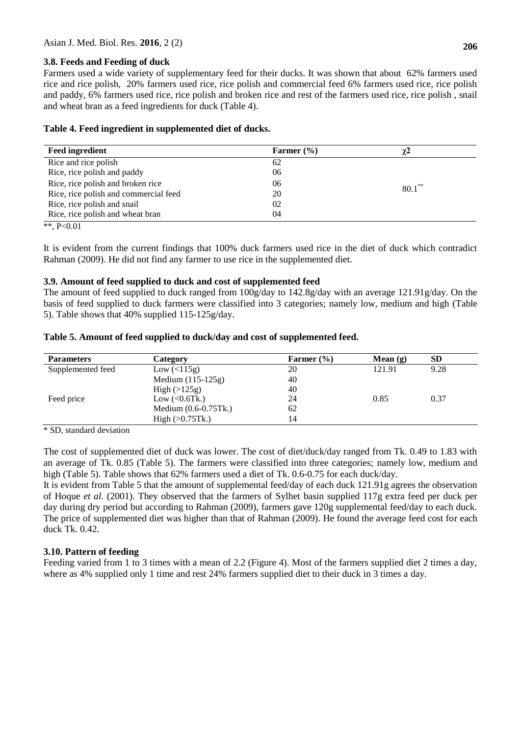### 3.8. Feeds and Feeding of duck

Farmers used a wide variety of supplementary feed for their ducks. It was shown that about 62% farmers used rice and rice polish, 20% farmers used rice, rice polish and commercial feed 6% farmers used rice, rice polish and paddy, 6% farmers used rice, rice polish and broken rice and rest of the farmers used rice, rice polish , snail and wheat bran as a feed ingredients for duck (Table 4).

**Table 4. Feed ingredient in supplemented diet of ducks.**

| Feed ingredient | Farmer (%) | $\chi^2$ |
|---|---|---|
| Rice and rice polish | 62 | |
| Rice, rice polish and paddy | 06 | |
| Rice, rice polish and broken rice | 06 | $80.1^{**}$ |
| Rice, rice polish and commercial feed | 20 | |
| Rice, rice polish and snail | 02 | |
| Rice, rice polish and wheat bran | 04 | |

**, P<0.01

It is evident from the current findings that 100% duck farmers used rice in the diet of duck which contradict Rahman (2009). He did not find any farmer to use rice in the supplemented diet.

### 3.9. Amount of feed supplied to duck and cost of supplemented feed

The amount of feed supplied to duck ranged from 100g/day to 142.8g/day with an average 121.91g/day. On the basis of feed supplied to duck farmers were classified into 3 categories; namely low, medium and high (Table 5). Table shows that 40% supplied 115-125g/day.

**Table 5. Amount of feed supplied to duck/day and cost of supplemented feed.**

| Parameters | Category | Farmer (%) | Mean (g) | SD |
|---|---|---|---|---|
| Supplemented feed | Low (<115g) | 20 | 121.91 | 9.28 |
| | Medium (115-125g) | 40 | | |
| | High (>125g) | 40 | | |
| Feed price | Low (<0.6Tk.) | 24 | 0.85 | 0.37 |
| | Medium (0.6-0.75Tk.) | 62 | | |
| | High (>0.75Tk.) | 14 | | |

* SD, standard deviation

The cost of supplemented diet of duck was lower. The cost of diet/duck/day ranged from Tk. 0.49 to 1.83 with an average of Tk. 0.85 (Table 5). The farmers were classified into three categories; namely low, medium and high (Table 5). Table shows that 62% farmers used a diet of Tk. 0.6-0.75 for each duck/day.

It is evident from Table 5 that the amount of supplemental feed/day of each duck 121.91g agrees the observation of Hoque *et al.* (2001). They observed that the farmers of Sylhet basin supplied 117g extra feed per duck per day during dry period but according to Rahman (2009), farmers gave 120g supplemental feed/day to each duck. The price of supplemented diet was higher than that of Rahman (2009). He found the average feed cost for each duck Tk. 0.42.

### 3.10. Pattern of feeding

Feeding varied from 1 to 3 times with a mean of 2.2 (Figure 4). Most of the farmers supplied diet 2 times a day, where as 4% supplied only 1 time and rest 24% farmers supplied diet to their duck in 3 times a day.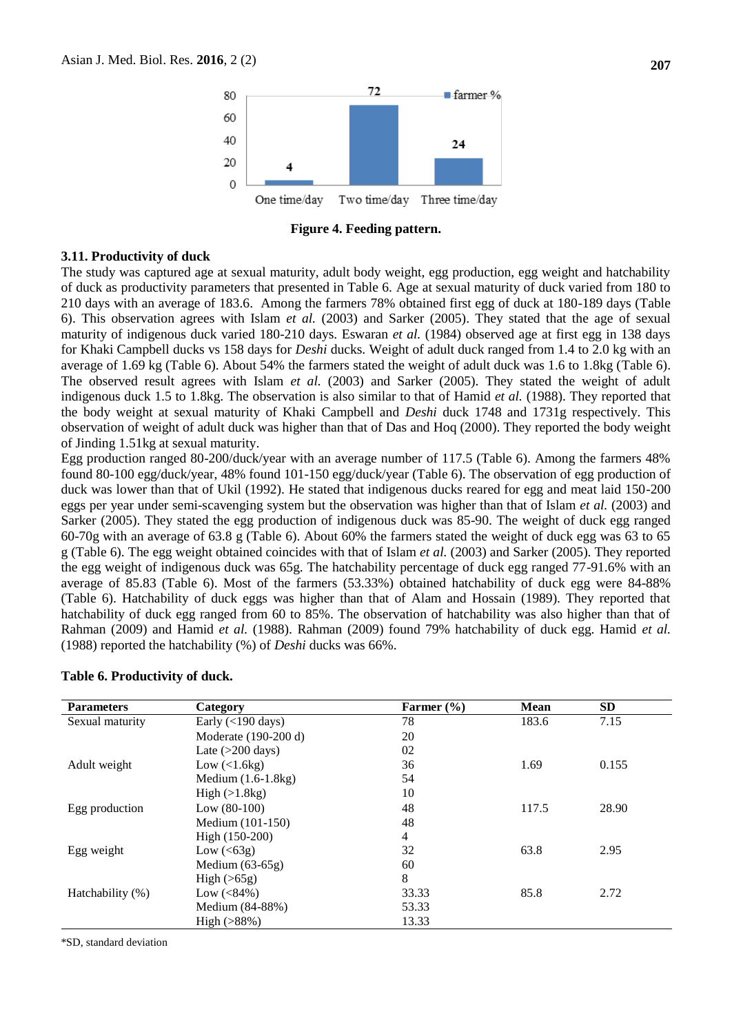Figure 4. Feeding pattern.

### 3.11. Productivity of duck

The study was captured age at sexual maturity, adult body weight, egg production, egg weight and hatchability of duck as productivity parameters that presented in Table 6. Age at sexual maturity of duck varied from 180 to 210 days with an average of 183.6. Among the farmers 78% obtained first egg of duck at 180-189 days (Table 6). This observation agrees with Islam *et al.* (2003) and Sarker (2005). They stated that the age of sexual maturity of indigenous duck varied 180-210 days. Eswaran *et al.* (1984) observed age at first egg in 138 days for Khaki Campbell ducks vs 158 days for *Deshi* ducks. Weight of adult duck ranged from 1.4 to 2.0 kg with an average of 1.69 kg (Table 6). About 54% the farmers stated the weight of adult duck was 1.6 to 1.8kg (Table 6). The observed result agrees with Islam *et al.* (2003) and Sarker (2005). They stated the weight of adult indigenous duck 1.5 to 1.8kg. The observation is also similar to that of Hamid *et al.* (1988). They reported that the body weight at sexual maturity of Khaki Campbell and *Deshi* duck 1748 and 1731g respectively. This observation of weight of adult duck was higher than that of Das and Hoq (2000). They reported the body weight of Jinding 1.51kg at sexual maturity.

Egg production ranged 80-200/duck/year with an average number of 117.5 (Table 6). Among the farmers 48% found 80-100 egg/duck/year, 48% found 101-150 egg/duck/year (Table 6). The observation of egg production of duck was lower than that of Ukil (1992). He stated that indigenous ducks reared for egg and meat laid 150-200 eggs per year under semi-scavenging system but the observation was higher than that of Islam *et al.* (2003) and Sarker (2005). They stated the egg production of indigenous duck was 85-90. The weight of duck egg ranged 60-70g with an average of 63.8 g (Table 6). About 60% the farmers stated the weight of duck egg was 63 to 65 g (Table 6). The egg weight obtained coincides with that of Islam *et al.* (2003) and Sarker (2005). They reported the egg weight of indigenous duck was 65g. The hatchability percentage of duck egg ranged 77-91.6% with an average of 85.83 (Table 6). Most of the farmers (53.33%) obtained hatchability of duck egg were 84-88% (Table 6). Hatchability of duck eggs was higher than that of Alam and Hossain (1989). They reported that hatchability of duck egg ranged from 60 to 85%. The observation of hatchability was also higher than that of Rahman (2009) and Hamid *et al.* (1988). Rahman (2009) found 79% hatchability of duck egg. Hamid *et al.* (1988) reported the hatchability (%) of *Deshi* ducks was 66%.

**Table 6. Productivity of duck.**

| Parameters | Category | Farmer (%) | Mean | SD |
|---|---|---|---|---|
| Sexual maturity | Early (<190 days) | 78 | 183.6 | 7.15 |
| | Moderate (190-200 d) | 20 | | |
| | Late (>200 days) | 02 | | |
| Adult weight | Low (<1.6kg) | 36 | 1.69 | 0.155 |
| | Medium (1.6-1.8kg) | 54 | | |
| | High (>1.8kg) | 10 | | |
| Egg production | Low (80-100) | 48 | 117.5 | 28.90 |
| | Medium (101-150) | 48 | | |
| | High (150-200) | 4 | | |
| Egg weight | Low (<63g) | 32 | 63.8 | 2.95 |
| | Medium (63-65g) | 60 | | |
| | High (>65g) | 8 | | |
| Hatchability (%) | Low (<84%) | 33.33 | 85.8 | 2.72 |
| | Medium (84-88%) | 53.33 | | |
| | High (>88%) | 13.33 | | |

*SD, standard deviation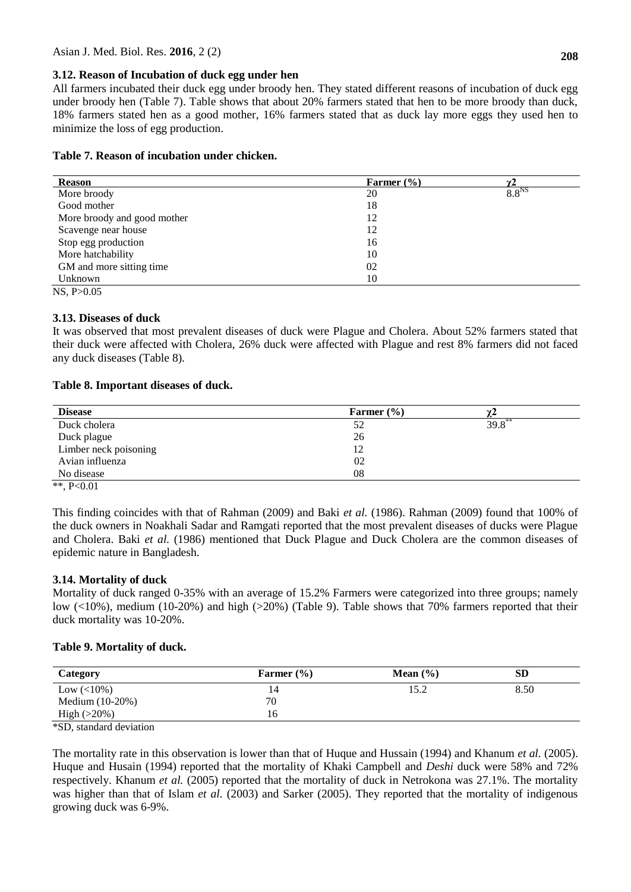### 3.12. Reason of Incubation of duck egg under hen

All farmers incubated their duck egg under broody hen. They stated different reasons of incubation of duck egg under broody hen (Table 7). Table shows that about 20% farmers stated that hen to be more broody than duck, 18% farmers stated hen as a good mother, 16% farmers stated that as duck lay more eggs they used hen to minimize the loss of egg production.

**Table 7. Reason of incubation under chicken.**

| Reason | Farmer (%) | $\chi 2$ |
|---|---|---|
| More broody | 20 | $8.8^{NS}$ |
| Good mother | 18 | |
| More broody and good mother | 12 | |
| Scavenge near house | 12 | |
| Stop egg production | 16 | |
| More hatchability | 10 | |
| GM and more sitting time | 02 | |
| Unknown | 10 | |

NS, P>0.05

### 3.13. Diseases of duck

It was observed that most prevalent diseases of duck were Plague and Cholera. About 52% farmers stated that their duck were affected with Cholera, 26% duck were affected with Plague and rest 8% farmers did not faced any duck diseases (Table 8).

**Table 8. Important diseases of duck.**

| Disease | Farmer (%) | $\chi 2$ |
|---|---|---|
| Duck cholera | 52 | $39.8^{**}$ |
| Duck plague | 26 | |
| Limber neck poisoning | 12 | |
| Avian influenza | 02 | |
| No disease | 08 | |

**, P<0.01

This finding coincides with that of Rahman (2009) and Baki *et al.* (1986). Rahman (2009) found that 100% of the duck owners in Noakhali Sadar and Ramgati reported that the most prevalent diseases of ducks were Plague and Cholera. Baki *et al.* (1986) mentioned that Duck Plague and Duck Cholera are the common diseases of epidemic nature in Bangladesh.

### 3.14. Mortality of duck

Mortality of duck ranged 0-35% with an average of 15.2% Farmers were categorized into three groups; namely low (<10%), medium (10-20%) and high (>20%) (Table 9). Table shows that 70% farmers reported that their duck mortality was 10-20%.

**Table 9. Mortality of duck.**

| Category | Farmer (%) | Mean (%) | SD |
|---|---|---|---|
| Low (<10%) | 14 | 15.2 | 8.50 |
| Medium (10-20%) | 70 | | |
| High (>20%) | 16 | | |

*SD, standard deviation

The mortality rate in this observation is lower than that of Huque and Hussain (1994) and Khanum *et al.* (2005). Huque and Husain (1994) reported that the mortality of Khaki Campbell and *Deshi* duck were 58% and 72% respectively. Khanum *et al.* (2005) reported that the mortality of duck in Netrokona was 27.1%. The mortality was higher than that of Islam *et al*. (2003) and Sarker (2005). They reported that the mortality of indigenous growing duck was 6-9%.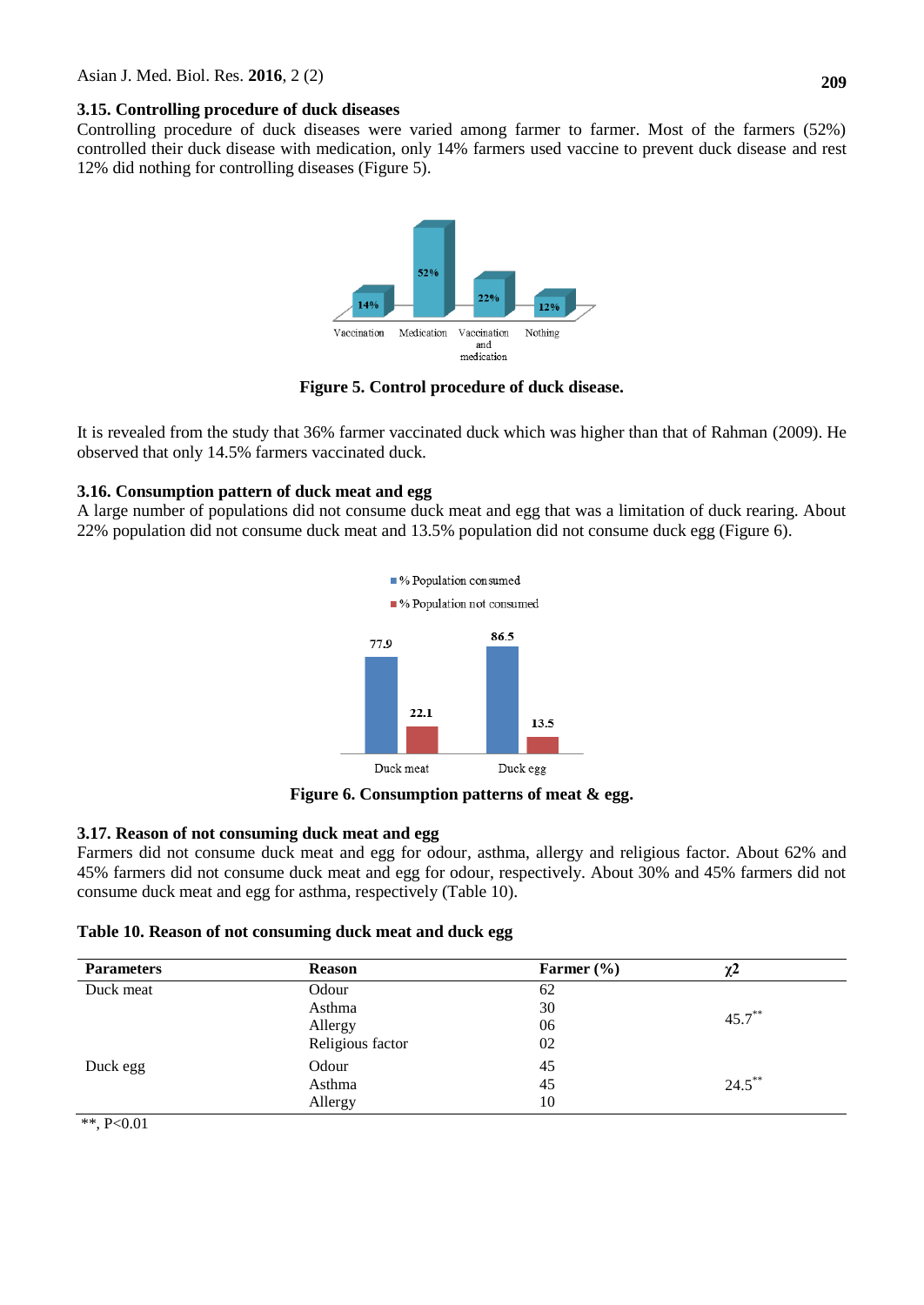### 3.15. Controlling procedure of duck diseases

Controlling procedure of duck diseases were varied among farmer to farmer. Most of the farmers (52%) controlled their duck disease with medication, only 14% farmers used vaccine to prevent duck disease and rest 12% did nothing for controlling diseases (Figure 5).

**Figure 5. Control procedure of duck disease.**

It is revealed from the study that 36% farmer vaccinated duck which was higher than that of Rahman (2009). He observed that only 14.5% farmers vaccinated duck.

### 3.16. Consumption pattern of duck meat and egg

A large number of populations did not consume duck meat and egg that was a limitation of duck rearing. About 22% population did not consume duck meat and 13.5% population did not consume duck egg (Figure 6).

**Figure 6. Consumption patterns of meat & egg.**

### 3.17. Reason of not consuming duck meat and egg

Farmers did not consume duck meat and egg for odour, asthma, allergy and religious factor. About 62% and 45% farmers did not consume duck meat and egg for odour, respectively. About 30% and 45% farmers did not consume duck meat and egg for asthma, respectively (Table 10).

**Table 10. Reason of not consuming duck meat and duck egg**

| Parameters | Reason | Farmer (%) | $\chi 2$ |
|---|---|---|---|
| Duck meat | Odour | 62 | |
| | Asthma | 30 | $45.7^{**}$ |
| | Allergy | 06 | |
| | Religious factor | 02 | |
| Duck egg | Odour | 45 | |
| | Asthma | 45 | $24.5^{**}$ |
| | Allergy | 10 | |

**, P<0.01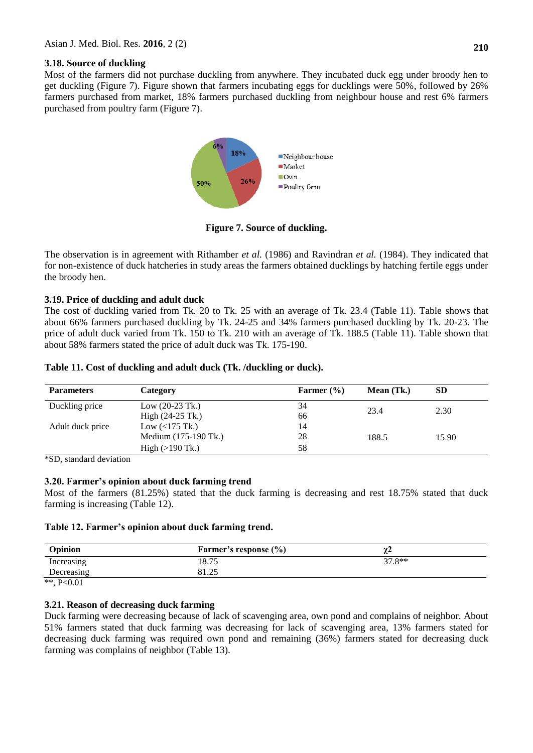### 3.18. Source of duckling

Most of the farmers did not purchase duckling from anywhere. They incubated duck egg under broody hen to get duckling (Figure 7). Figure shown that farmers incubating eggs for ducklings were 50%, followed by 26% farmers purchased from market, 18% farmers purchased duckling from neighbour house and rest 6% farmers purchased from poultry farm (Figure 7).

**Figure 7. Source of duckling.**

The observation is in agreement with Rithamber *et al.* (1986) and Ravindran *et al.* (1984). They indicated that for non-existence of duck hatcheries in study areas the farmers obtained ducklings by hatching fertile eggs under the broody hen.

### 3.19. Price of duckling and adult duck

The cost of duckling varied from Tk. 20 to Tk. 25 with an average of Tk. 23.4 (Table 11). Table shows that about 66% farmers purchased duckling by Tk. 24-25 and 34% farmers purchased duckling by Tk. 20-23. The price of adult duck varied from Tk. 150 to Tk. 210 with an average of Tk. 188.5 (Table 11). Table shown that about 58% farmers stated the price of adult duck was Tk. 175-190.

**Table 11. Cost of duckling and adult duck (Tk. /duckling or duck).**

| Parameters | Category | Farmer (%) | Mean (Tk.) | SD |
|---|---|---|---|---|
| Duckling price | Low (20-23 Tk.) | 34 | 23.4 | 2.30 |
| | High (24-25 Tk.) | 66 | | |
| Adult duck price | Low (<175 Tk.) | 14 | 188.5 | 15.90 |
| | Medium (175-190 Tk.) | 28 | | |
| | High (>190 Tk.) | 58 | | |

*SD, standard deviation

### 3.20. Farmer's opinion about duck farming trend

Most of the farmers (81.25%) stated that the duck farming is decreasing and rest 18.75% stated that duck farming is increasing (Table 12).

**Table 12. Farmer's opinion about duck farming trend.**

| Opinion | Farmer's response (%) | $\chi^2$ |
|---|---|---|
| Increasing | 18.75 | 37.8** |
| Decreasing | 81.25 | |

**, P<0.01

### 3.21. Reason of decreasing duck farming

Duck farming were decreasing because of lack of scavenging area, own pond and complains of neighbor. About 51% farmers stated that duck farming was decreasing for lack of scavenging area, 13% farmers stated for decreasing duck farming was required own pond and remaining (36%) farmers stated for decreasing duck farming was complains of neighbor (Table 13).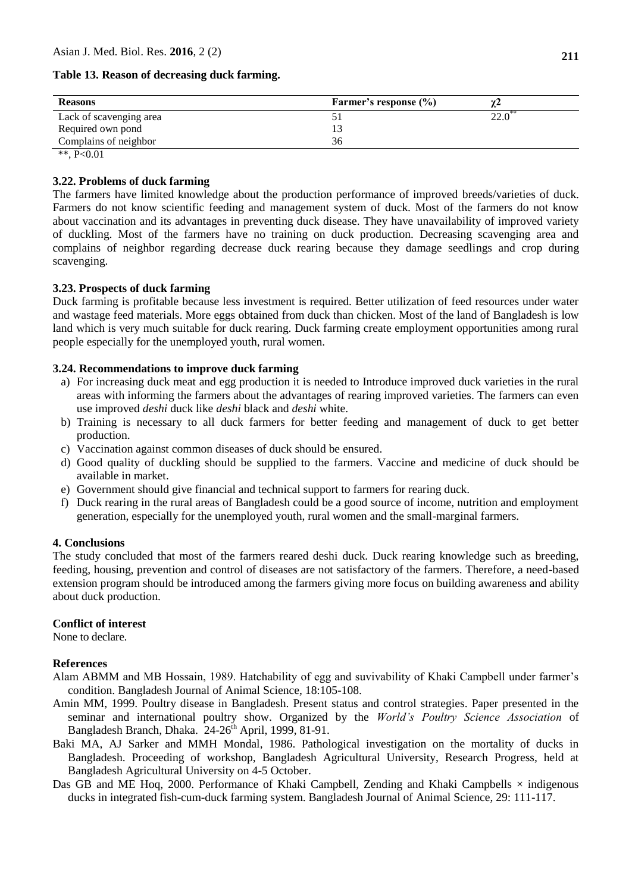**Table 13. Reason of decreasing duck farming.**

| Reasons | Farmer's response (%) | $\chi 2$ |
|---|---|---|
| Lack of scavenging area | 51 | $22.0^{**}$ |
| Required own pond | 13 | |
| Complains of neighbor | 36 | |

**, P<0.01

### 3.22. Problems of duck farming

The farmers have limited knowledge about the production performance of improved breeds/varieties of duck. Farmers do not know scientific feeding and management system of duck. Most of the farmers do not know about vaccination and its advantages in preventing duck disease. They have unavailability of improved variety of duckling. Most of the farmers have no training on duck production. Decreasing scavenging area and complains of neighbor regarding decrease duck rearing because they damage seedlings and crop during scavenging.

### 3.23. Prospects of duck farming

Duck farming is profitable because less investment is required. Better utilization of feed resources under water and wastage feed materials. More eggs obtained from duck than chicken. Most of the land of Bangladesh is low land which is very much suitable for duck rearing. Duck farming create employment opportunities among rural people especially for the unemployed youth, rural women.

### 3.24. Recommendations to improve duck farming

a) For increasing duck meat and egg production it is needed to Introduce improved duck varieties in the rural areas with informing the farmers about the advantages of rearing improved varieties. The farmers can even use improved *deshi* duck like *deshi* black and *deshi* white.
b) Training is necessary to all duck farmers for better feeding and management of duck to get better production.
c) Vaccination against common diseases of duck should be ensured.
d) Good quality of duckling should be supplied to the farmers. Vaccine and medicine of duck should be available in market.
e) Government should give financial and technical support to farmers for rearing duck.
f) Duck rearing in the rural areas of Bangladesh could be a good source of income, nutrition and employment generation, especially for the unemployed youth, rural women and the small-marginal farmers.

## 4. Conclusions

The study concluded that most of the farmers reared deshi duck. Duck rearing knowledge such as breeding, feeding, housing, prevention and control of diseases are not satisfactory of the farmers. Therefore, a need-based extension program should be introduced among the farmers giving more focus on building awareness and ability about duck production.

## Conflict of interest

None to declare.

## References

Alam ABMM and MB Hossain, 1989. Hatchability of egg and suvivability of Khaki Campbell under farmer's condition. Bangladesh Journal of Animal Science, 18:105-108.

Amin MM, 1999. Poultry disease in Bangladesh. Present status and control strategies. Paper presented in the seminar and international poultry show. Organized by the *World's Poultry Science Association* of Bangladesh Branch, Dhaka. 24-26th April, 1999, 81-91.

Baki MA, AJ Sarker and MMH Mondal, 1986. Pathological investigation on the mortality of ducks in Bangladesh. Proceeding of workshop, Bangladesh Agricultural University, Research Progress, held at Bangladesh Agricultural University on 4-5 October.

Das GB and ME Hoq, 2000. Performance of Khaki Campbell, Zending and Khaki Campbells × indigenous ducks in integrated fish-cum-duck farming system. Bangladesh Journal of Animal Science, 29: 111-117.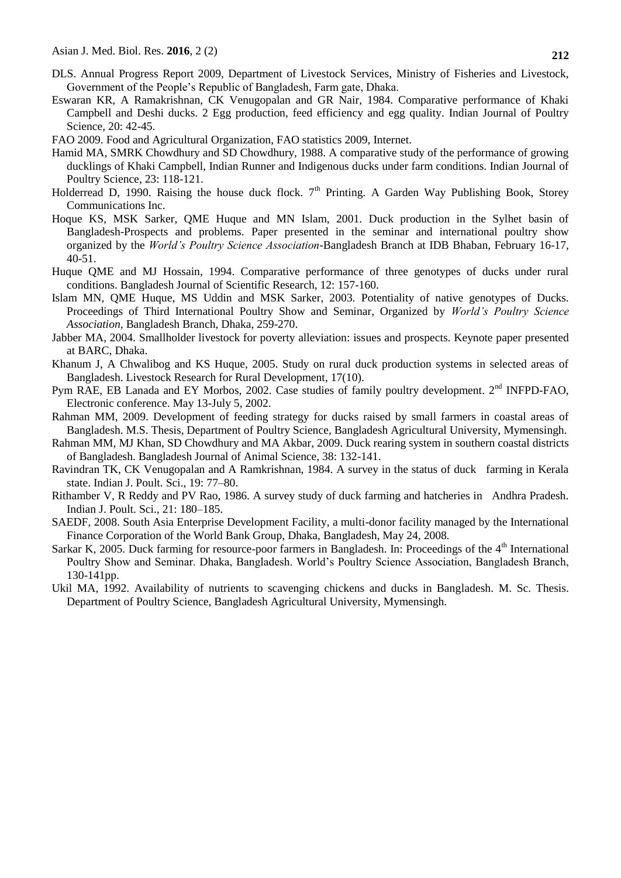DLS. Annual Progress Report 2009, Department of Livestock Services, Ministry of Fisheries and Livestock, Government of the People's Republic of Bangladesh, Farm gate, Dhaka.

Eswaran KR, A Ramakrishnan, CK Venugopalan and GR Nair, 1984. Comparative performance of Khaki Campbell and Deshi ducks. 2 Egg production, feed efficiency and egg quality. Indian Journal of Poultry Science, 20: 42-45.

FAO 2009. Food and Agricultural Organization, FAO statistics 2009, Internet.

Hamid MA, SMRK Chowdhury and SD Chowdhury, 1988. A comparative study of the performance of growing ducklings of Khaki Campbell, Indian Runner and Indigenous ducks under farm conditions. Indian Journal of Poultry Science, 23: 118-121.

Holderread D, 1990. Raising the house duck flock. 7th Printing. A Garden Way Publishing Book, Storey Communications Inc.

Hoque KS, MSK Sarker, QME Huque and MN Islam, 2001. Duck production in the Sylhet basin of Bangladesh-Prospects and problems. Paper presented in the seminar and international poultry show organized by the *World's Poultry Science Association*-Bangladesh Branch at IDB Bhaban, February 16-17, 40-51.

Huque QME and MJ Hossain, 1994. Comparative performance of three genotypes of ducks under rural conditions. Bangladesh Journal of Scientific Research, 12: 157-160.

Islam MN, QME Huque, MS Uddin and MSK Sarker, 2003. Potentiality of native genotypes of Ducks. Proceedings of Third International Poultry Show and Seminar, Organized by *World's Poultry Science Association*, Bangladesh Branch, Dhaka, 259-270.

Jabber MA, 2004. Smallholder livestock for poverty alleviation: issues and prospects. Keynote paper presented at BARC, Dhaka.

Khanum J, A Chwalibog and KS Huque, 2005. Study on rural duck production systems in selected areas of Bangladesh. Livestock Research for Rural Development, 17(10).

Pym RAE, EB Lanada and EY Morbos, 2002. Case studies of family poultry development. 2nd INFPD-FAO, Electronic conference. May 13-July 5, 2002.

Rahman MM, 2009. Development of feeding strategy for ducks raised by small farmers in coastal areas of Bangladesh. M.S. Thesis, Department of Poultry Science, Bangladesh Agricultural University, Mymensingh.

Rahman MM, MJ Khan, SD Chowdhury and MA Akbar, 2009. Duck rearing system in southern coastal districts of Bangladesh. Bangladesh Journal of Animal Science, 38: 132-141.

Ravindran TK, CK Venugopalan and A Ramkrishnan, 1984. A survey in the status of duck farming in Kerala state. Indian J. Poult. Sci., 19: 77–80.

Rithamber V, R Reddy and PV Rao, 1986. A survey study of duck farming and hatcheries in Andhra Pradesh. Indian J. Poult. Sci., 21: 180–185.

SAEDF, 2008. South Asia Enterprise Development Facility, a multi-donor facility managed by the International Finance Corporation of the World Bank Group, Dhaka, Bangladesh, May 24, 2008.

Sarkar K, 2005. Duck farming for resource-poor farmers in Bangladesh. In: Proceedings of the 4th International Poultry Show and Seminar. Dhaka, Bangladesh. World's Poultry Science Association, Bangladesh Branch, 130-141pp.

Ukil MA, 1992. Availability of nutrients to scavenging chickens and ducks in Bangladesh. M. Sc. Thesis. Department of Poultry Science, Bangladesh Agricultural University, Mymensingh.